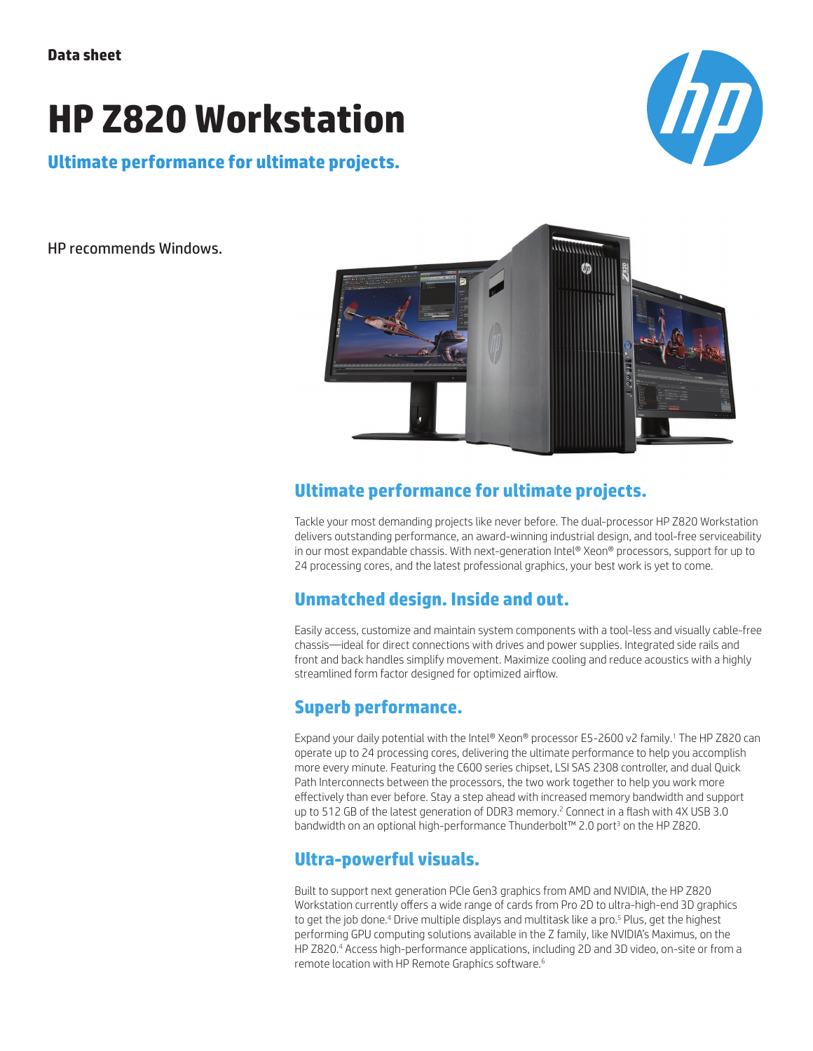Data sheet

# HP Z820 Workstation

**Ultimate performance for ultimate projects.**

HP recommends Windows.

## Ultimate performance for ultimate projects.

Tackle your most demanding projects like never before. The dual-processor HP Z820 Workstation delivers outstanding performance, an award-winning industrial design, and tool-free serviceability in our most expandable chassis. With next-generation Intel® Xeon® processors, support for up to 24 processing cores, and the latest professional graphics, your best work is yet to come.

## Unmatched design. Inside and out.

Easily access, customize and maintain system components with a tool-less and visually cable-free chassis—ideal for direct connections with drives and power supplies. Integrated side rails and front and back handles simplify movement. Maximize cooling and reduce acoustics with a highly streamlined form factor designed for optimized airflow.

## Superb performance.

Expand your daily potential with the Intel® Xeon® processor E5-2600 v2 family.[1] The HP Z820 can operate up to 24 processing cores, delivering the ultimate performance to help you accomplish more every minute. Featuring the C600 series chipset, LSI SAS 2308 controller, and dual Quick Path Interconnects between the processors, the two work together to help you work more effectively than ever before. Stay a step ahead with increased memory bandwidth and support up to 512 GB of the latest generation of DDR3 memory.[2] Connect in a flash with 4X USB 3.0 bandwidth on an optional high-performance Thunderbolt™ 2.0 port[3] on the HP Z820.

## Ultra-powerful visuals.

Built to support next generation PCIe Gen3 graphics from AMD and NVIDIA, the HP Z820 Workstation currently offers a wide range of cards from Pro 2D to ultra-high-end 3D graphics to get the job done.[4] Drive multiple displays and multitask like a pro.[5] Plus, get the highest performing GPU computing solutions available in the Z family, like NVIDIA's Maximus, on the HP Z820.[4] Access high-performance applications, including 2D and 3D video, on-site or from a remote location with HP Remote Graphics software.[6]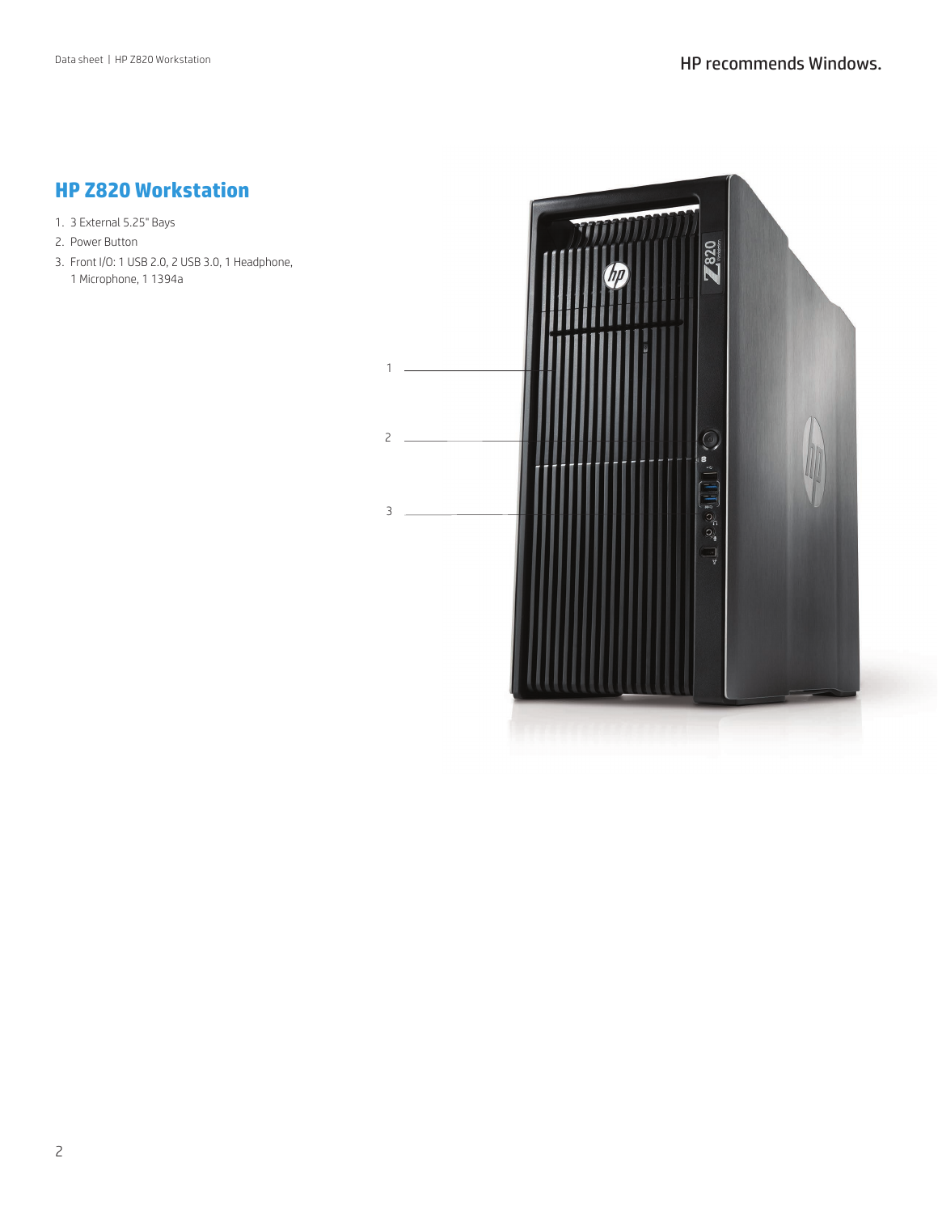## HP Z820 Workstation

1. 3 External 5.25" Bays
2. Power Button
3. Front I/O: 1 USB 2.0, 2 USB 3.0, 1 Headphone, 1 Microphone, 1 1394a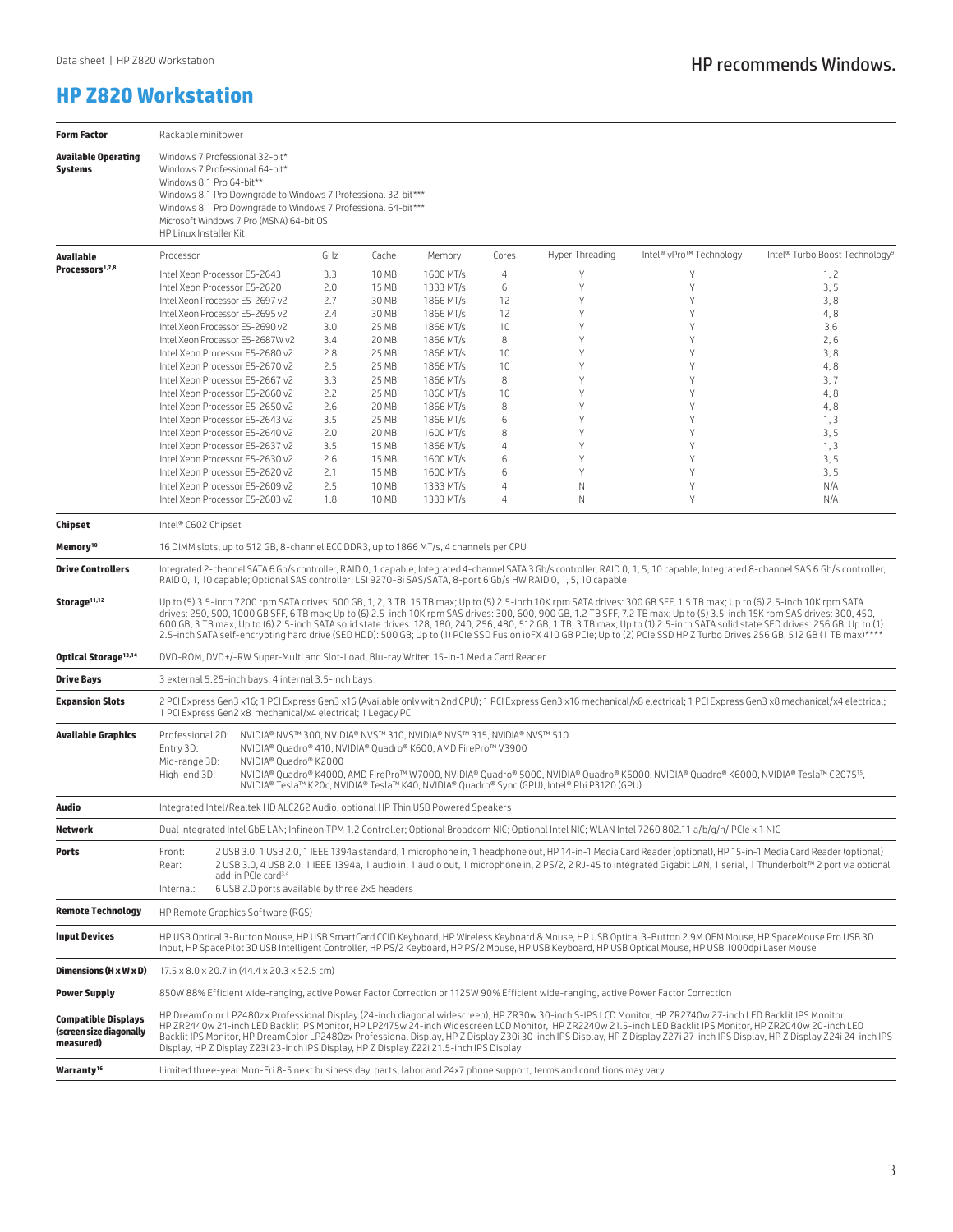# HP Z820 Workstation

| | |
|---|---|
| **Form Factor** | Rackable minitower |
| **Available Operating Systems** | Windows 7 Professional 32-bit*<br>Windows 7 Professional 64-bit*<br>Windows 8.1 Pro 64-bit**<br>Windows 8.1 Pro Downgrade to Windows 7 Professional 32-bit***<br>Windows 8.1 Pro Downgrade to Windows 7 Professional 64-bit***<br>Microsoft Windows 7 Pro (MSNA) 64-bit OS<br>HP Linux Installer Kit |

**Available Processors[1,7,8]**

| Processor | GHz | Cache | Memory | Cores | Hyper-Threading | Intel® vPro™ Technology | Intel® Turbo Boost Technology[9] |
|---|---|---|---|---|---|---|---|
| Intel Xeon Processor E5-2643 | 3.3 | 10 MB | 1600 MT/s | 4 | Y | Y | 1, 2 |
| Intel Xeon Processor E5-2620 | 2.0 | 15 MB | 1333 MT/s | 6 | Y | Y | 3, 5 |
| Intel Xeon Processor E5-2697 v2 | 2.7 | 30 MB | 1866 MT/s | 12 | Y | Y | 3, 8 |
| Intel Xeon Processor E5-2695 v2 | 2.4 | 30 MB | 1866 MT/s | 12 | Y | Y | 4, 8 |
| Intel Xeon Processor E5-2690 v2 | 3.0 | 25 MB | 1866 MT/s | 10 | Y | Y | 3,6 |
| Intel Xeon Processor E5-2687W v2 | 3.4 | 20 MB | 1866 MT/s | 8 | Y | Y | 2, 6 |
| Intel Xeon Processor E5-2680 v2 | 2.8 | 25 MB | 1866 MT/s | 10 | Y | Y | 3, 8 |
| Intel Xeon Processor E5-2670 v2 | 2.5 | 25 MB | 1866 MT/s | 10 | Y | Y | 4, 8 |
| Intel Xeon Processor E5-2667 v2 | 3.3 | 25 MB | 1866 MT/s | 8 | Y | Y | 3, 7 |
| Intel Xeon Processor E5-2660 v2 | 2.2 | 25 MB | 1866 MT/s | 10 | Y | Y | 4, 8 |
| Intel Xeon Processor E5-2650 v2 | 2.6 | 20 MB | 1866 MT/s | 8 | Y | Y | 4, 8 |
| Intel Xeon Processor E5-2643 v2 | 3.5 | 25 MB | 1866 MT/s | 6 | Y | Y | 1, 3 |
| Intel Xeon Processor E5-2640 v2 | 2.0 | 20 MB | 1600 MT/s | 8 | Y | Y | 3, 5 |
| Intel Xeon Processor E5-2637 v2 | 3.5 | 15 MB | 1866 MT/s | 4 | Y | Y | 1, 3 |
| Intel Xeon Processor E5-2630 v2 | 2.6 | 15 MB | 1600 MT/s | 6 | Y | Y | 3, 5 |
| Intel Xeon Processor E5-2620 v2 | 2.1 | 15 MB | 1600 MT/s | 6 | Y | Y | 3, 5 |
| Intel Xeon Processor E5-2609 v2 | 2.5 | 10 MB | 1333 MT/s | 4 | N | Y | N/A |
| Intel Xeon Processor E5-2603 v2 | 1.8 | 10 MB | 1333 MT/s | 4 | N | Y | N/A |

| | |
|---|---|
| **Chipset** | Intel® C602 Chipset |
| **Memory[10]** | 16 DIMM slots, up to 512 GB, 8-channel ECC DDR3, up to 1866 MT/s, 4 channels per CPU |
| **Drive Controllers** | Integrated 2-channel SATA 6 Gb/s controller, RAID 0, 1 capable; Integrated 4-channel SATA 3 Gb/s controller, RAID 0, 1, 5, 10 capable; Integrated 8-channel SAS 6 Gb/s controller, RAID 0, 1, 10 capable; Optional SAS controller: LSI 9270-8i SAS/SATA, 8-port 6 Gb/s HW RAID 0, 1, 5, 10 capable |
| **Storage[11,12]** | Up to (5) 3.5-inch 7200 rpm SATA drives: 500 GB, 1, 2, 3 TB, 15 TB max; Up to (5) 2.5-inch 10K rpm SATA drives: 300 GB SFF, 1.5 TB max; Up to (6) 2.5-inch 10K rpm SATA drives: 250, 500, 1000 GB SFF, 6 TB max; Up to (6) 2.5-inch 10K rpm SAS drives: 300, 600, 900 GB, 1.2 TB SFF, 7.2 TB max; Up to (5) 3.5-inch 15K rpm SAS drives: 300, 450, 600 GB, 3 TB max; Up to (6) 2.5-inch SATA solid state drives: 128, 180, 240, 256, 480, 512 GB, 1 TB, 3 TB max; Up to (1) 2.5-inch SATA solid state SED drives: 256 GB; Up to (1) 2.5-inch SATA self-encrypting hard drive (SED HDD): 500 GB; Up to (1) PCIe SSD Fusion ioFX 410 GB PCIe; Up to (2) PCIe SSD HP Z Turbo Drives 256 GB, 512 GB (1 TB max)**** |
| **Optical Storage[13,14]** | DVD-ROM, DVD+/-RW Super-Multi and Slot-Load, Blu-ray Writer, 15-in-1 Media Card Reader |
| **Drive Bays** | 3 external 5.25-inch bays, 4 internal 3.5-inch bays |
| **Expansion Slots** | 2 PCI Express Gen3 x16; 1 PCI Express Gen3 x16 (Available only with 2nd CPU); 1 PCI Express Gen3 x16 mechanical/x8 electrical; 1 PCI Express Gen3 x8 mechanical/x4 electrical; 1 PCI Express Gen2 x8 mechanical/x4 electrical; 1 Legacy PCI |
| **Available Graphics** | Professional 2D: NVIDIA® NVS™ 300, NVIDIA® NVS™ 310, NVIDIA® NVS™ 315, NVIDIA® NVS™ 510<br>Entry 3D: NVIDIA® Quadro® 410, NVIDIA® Quadro® K600, AMD FirePro™ V3900<br>Mid-range 3D: NVIDIA® Quadro® K2000<br>High-end 3D: NVIDIA® Quadro® K4000, AMD FirePro™ W7000, NVIDIA® Quadro® 5000, NVIDIA® Quadro® K5000, NVIDIA® Quadro® K6000, NVIDIA® Tesla™ C2075[15], NVIDIA® Tesla™ K20c, NVIDIA® Tesla™ K40, NVIDIA® Quadro® Sync (GPU), Intel® Phi P3120 (GPU) |
| **Audio** | Integrated Intel/Realtek HD ALC262 Audio, optional HP Thin USB Powered Speakers |
| **Network** | Dual integrated Intel GbE LAN; Infineon TPM 1.2 Controller; Optional Broadcom NIC; Optional Intel NIC; WLAN Intel 7260 802.11 a/b/g/n/ PCIe x 1 NIC |
| **Ports** | Front: 2 USB 3.0, 1 USB 2.0, 1 IEEE 1394a standard, 1 microphone in, 1 headphone out, HP 14-in-1 Media Card Reader (optional), HP 15-in-1 Media Card Reader (optional)<br>Rear: 2 USB 3.0, 4 USB 2.0, 1 IEEE 1394a, 1 audio in, 1 audio out, 1 microphone in, 2 PS/2, 2 RJ-45 to integrated Gigabit LAN, 1 serial, 1 Thunderbolt™ 2 port via optional add-in PCIe card[3,4]<br>Internal: 6 USB 2.0 ports available by three 2x5 headers |
| **Remote Technology** | HP Remote Graphics Software (RGS) |
| **Input Devices** | HP USB Optical 3-Button Mouse, HP USB SmartCard CCID Keyboard, HP Wireless Keyboard & Mouse, HP USB Optical 3-Button 2.9M OEM Mouse, HP SpaceMouse Pro USB 3D Input, HP SpacePilot 3D USB Intelligent Controller, HP PS/2 Keyboard, HP PS/2 Mouse, HP USB Keyboard, HP USB Optical Mouse, HP USB 1000dpi Laser Mouse |
| **Dimensions (H x W x D)** | 17.5 x 8.0 x 20.7 in (44.4 x 20.3 x 52.5 cm) |
| **Power Supply** | 850W 88% Efficient wide-ranging, active Power Factor Correction or 1125W 90% Efficient wide-ranging, active Power Factor Correction |
| **Compatible Displays (screen size diagonally measured)** | HP DreamColor LP2480zx Professional Display (24-inch diagonal widescreen), HP ZR30w 30-inch S-IPS LCD Monitor, HP ZR2740w 27-inch LED Backlit IPS Monitor, HP ZR2440w 24-inch LED Backlit IPS Monitor, HP LP2475w 24-inch Widescreen LCD Monitor, HP ZR2240w 21.5-inch LED Backlit IPS Monitor, HP ZR2040w 20-inch LED Backlit IPS Monitor, HP DreamColor LP2480zx Professional Display, HP Z Display Z30i 30-inch IPS Display, HP Z Display Z27i 27-inch IPS Display, HP Z Display Z24i 24-inch IPS Display, HP Z Display Z23i 23-inch IPS Display, HP Z Display Z22i 21.5-inch IPS Display |
| **Warranty[16]** | Limited three-year Mon-Fri 8-5 next business day, parts, labor and 24x7 phone support, terms and conditions may vary. |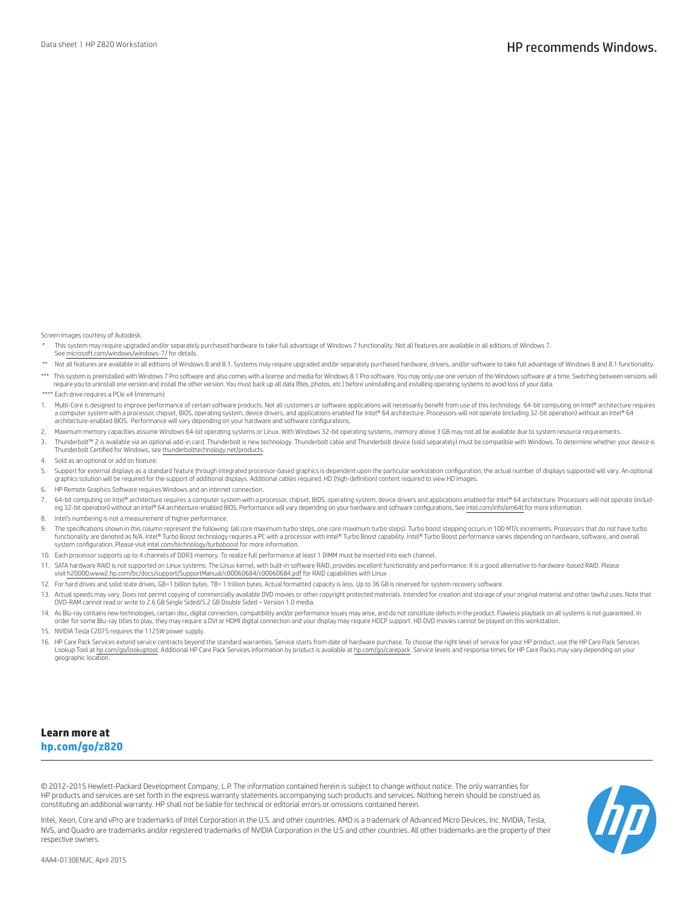HP recommends Windows.

Screen images courtesy of Autodesk.

- \* This system may require upgraded and/or separately purchased hardware to take full advantage of Windows 7 functionality. Not all features are available in all editions of Windows 7. See microsoft.com/windows/windows-7/ for details.
- \*\* Not all features are available in all editions of Windows 8 and 8.1. Systems may require upgraded and/or separately purchased hardware, drivers, and/or software to take full advantage of Windows 8 and 8.1 functionality.
- \*\*\* This system is preinstalled with Windows 7 Pro software and also comes with a license and media for Windows 8.1 Pro software. You may only use one version of the Windows software at a time. Switching between versions will require you to uninstall one version and install the other version. You must back up all data (files, photos, etc.) before uninstalling and installing operating systems to avoid loss of your data.
- \*\*\*\* Each drive requires a PCIe x4 (minimum)

1. Multi-Core is designed to improve performance of certain software products. Not all customers or software applications will necessarily benefit from use of this technology. 64-bit computing on Intel® architecture requires a computer system with a processor, chipset, BIOS, operating system, device drivers, and applications enabled for Intel® 64 architecture. Processors will not operate (including 32-bit operation) without an Intel® 64 architecture-enabled BIOS. Performance will vary depending on your hardware and software configurations.
2. Maximum memory capacities assume Windows 64-bit operating systems or Linux. With Windows 32-bit operating systems, memory above 3 GB may not all be available due to system resource requirements.
3. Thunderbolt™ 2 is available via an optional add-in card. Thunderbolt is new technology. Thunderbolt cable and Thunderbolt device (sold separately) must be compatible with Windows. To determine whether your device is Thunderbolt Certified for Windows, see thunderbolttechnology.net/products.
4. Sold as an optional or add on feature.
5. Support for external displays as a standard feature through integrated processor-based graphics is dependent upon the particular workstation configuration; the actual number of displays supported will vary. An optional graphics solution will be required for the support of additional displays. Additional cables required. HD (high-definition) content required to view HD images.
6. HP Remote Graphics Software requires Windows and an internet connection.
7. 64-bit computing on Intel® architecture requires a computer system with a processor, chipset, BIOS, operating system, device drivers and applications enabled for Intel® 64 architecture. Processors will not operate (including 32-bit operation) without an Intel® 64 architecture-enabled BIOS. Performance will vary depending on your hardware and software configurations. See intel.com/info/em64t for more information.
8. Intel's numbering is not a measurement of higher performance.
9. The specifications shown in this column represent the following: (all core maximum turbo steps, one core maximum turbo steps). Turbo boost stepping occurs in 100 MT/s increments. Processors that do not have turbo functionality are denoted as N/A. Intel® Turbo Boost technology requires a PC with a processor with Intel® Turbo Boost capability. Intel® Turbo Boost performance varies depending on hardware, software, and overall system configuration. Please visit intel.com/technology/turboboost for more information.
10. Each processor supports up to 4 channels of DDR3 memory. To realize full performance at least 1 DIMM must be inserted into each channel.
11. SATA hardware RAID is not supported on Linux systems. The Linux kernel, with built-in software RAID, provides excellent functionality and performance. It is a good alternative to hardware-based RAID. Please visit h20000.www2.hp.com/bc/docs/support/SupportManual/c00060684/c00060684.pdf for RAID capabilities with Linux
12. For hard drives and solid state drives, GB=1 billion bytes. TB= 1 trillion bytes. Actual formatted capacity is less. Up to 36 GB is reserved for system recovery software.
13. Actual speeds may vary. Does not permit copying of commercially available DVD movies or other copyright protected materials. Intended for creation and storage of your original material and other lawful uses. Note that DVD-RAM cannot read or write to 2.6 GB Single Sided/5.2 GB Double Sided – Version 1.0 media.
14. As Blu-ray contains new technologies, certain disc, digital connection, compatibility and/or performance issues may arise, and do not constitute defects in the product. Flawless playback on all systems is not guaranteed. In order for some Blu-ray titles to play, they may require a DVI or HDMI digital connection and your display may require HDCP support. HD DVD movies cannot be played on this workstation.
15. NVIDIA Tesla C2075 requires the 1125W power supply.
16. HP Care Pack Services extend service contracts beyond the standard warranties. Service starts from date of hardware purchase. To choose the right level of service for your HP product, use the HP Care Pack Services Lookup Tool at hp.com/go/lookuptool. Additional HP Care Pack Services information by product is available at hp.com/go/carepack. Service levels and response times for HP Care Packs may vary depending on your geographic location.

**Learn more at**
**hp.com/go/z820**

© 2012-2015 Hewlett-Packard Development Company, L.P. The information contained herein is subject to change without notice. The only warranties for HP products and services are set forth in the express warranty statements accompanying such products and services. Nothing herein should be construed as constituting an additional warranty. HP shall not be liable for technical or editorial errors or omissions contained herein.

Intel, Xeon, Core and vPro are trademarks of Intel Corporation in the U.S. and other countries. AMD is a trademark of Advanced Micro Devices, Inc. NVIDIA, Tesla, NVS, and Quadro are trademarks and/or registered trademarks of NVIDIA Corporation in the U.S and other countries. All other trademarks are the property of their respective owners.

4AA4-0130ENUC, April 2015